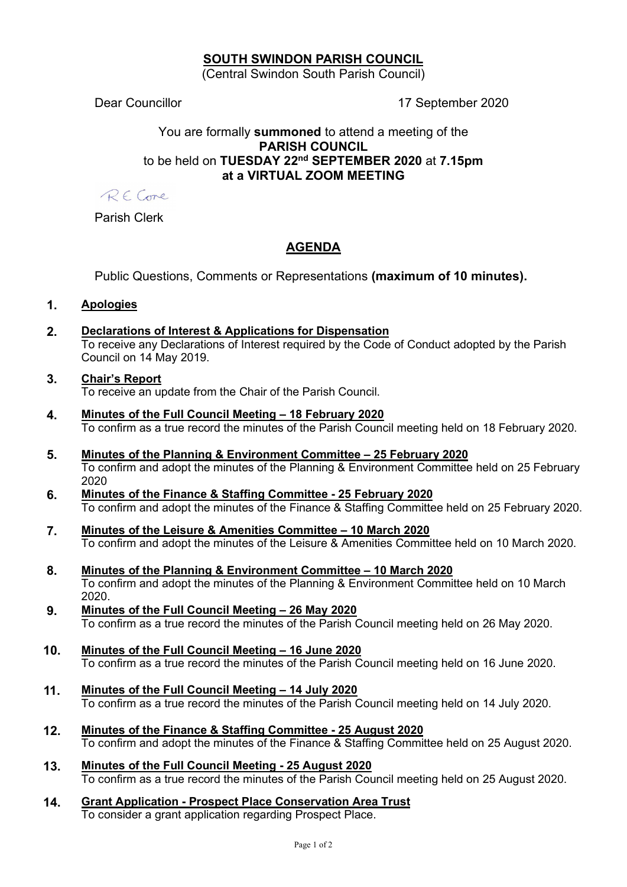# SOUTH SWINDON PARISH COUNCIL

(Central Swindon South Parish Council)

Dear Councillor

17 September 2020

You are formally **summoned** to attend a meeting of the
**PARISH COUNCIL**
to be held on **TUESDAY 22nd SEPTEMBER 2020** at **7.15pm**
**at a VIRTUAL ZOOM MEETING**

R E Cone

Parish Clerk

## AGENDA

Public Questions, Comments or Representations **(maximum of 10 minutes).**

1. **Apologies**

2. **Declarations of Interest & Applications for Dispensation**
   To receive any Declarations of Interest required by the Code of Conduct adopted by the Parish Council on 14 May 2019.

3. **Chair's Report**
   To receive an update from the Chair of the Parish Council.

4. **Minutes of the Full Council Meeting – 18 February 2020**
   To confirm as a true record the minutes of the Parish Council meeting held on 18 February 2020.

5. **Minutes of the Planning & Environment Committee – 25 February 2020**
   To confirm and adopt the minutes of the Planning & Environment Committee held on 25 February 2020

6. **Minutes of the Finance & Staffing Committee - 25 February 2020**
   To confirm and adopt the minutes of the Finance & Staffing Committee held on 25 February 2020.

7. **Minutes of the Leisure & Amenities Committee – 10 March 2020**
   To confirm and adopt the minutes of the Leisure & Amenities Committee held on 10 March 2020.

8. **Minutes of the Planning & Environment Committee – 10 March 2020**
   To confirm and adopt the minutes of the Planning & Environment Committee held on 10 March 2020.

9. **Minutes of the Full Council Meeting – 26 May 2020**
   To confirm as a true record the minutes of the Parish Council meeting held on 26 May 2020.

10. **Minutes of the Full Council Meeting – 16 June 2020**
    To confirm as a true record the minutes of the Parish Council meeting held on 16 June 2020.

11. **Minutes of the Full Council Meeting – 14 July 2020**
    To confirm as a true record the minutes of the Parish Council meeting held on 14 July 2020.

12. **Minutes of the Finance & Staffing Committee - 25 August 2020**
    To confirm and adopt the minutes of the Finance & Staffing Committee held on 25 August 2020.

13. **Minutes of the Full Council Meeting - 25 August 2020**
    To confirm as a true record the minutes of the Parish Council meeting held on 25 August 2020.

14. **Grant Application - Prospect Place Conservation Area Trust**
    To consider a grant application regarding Prospect Place.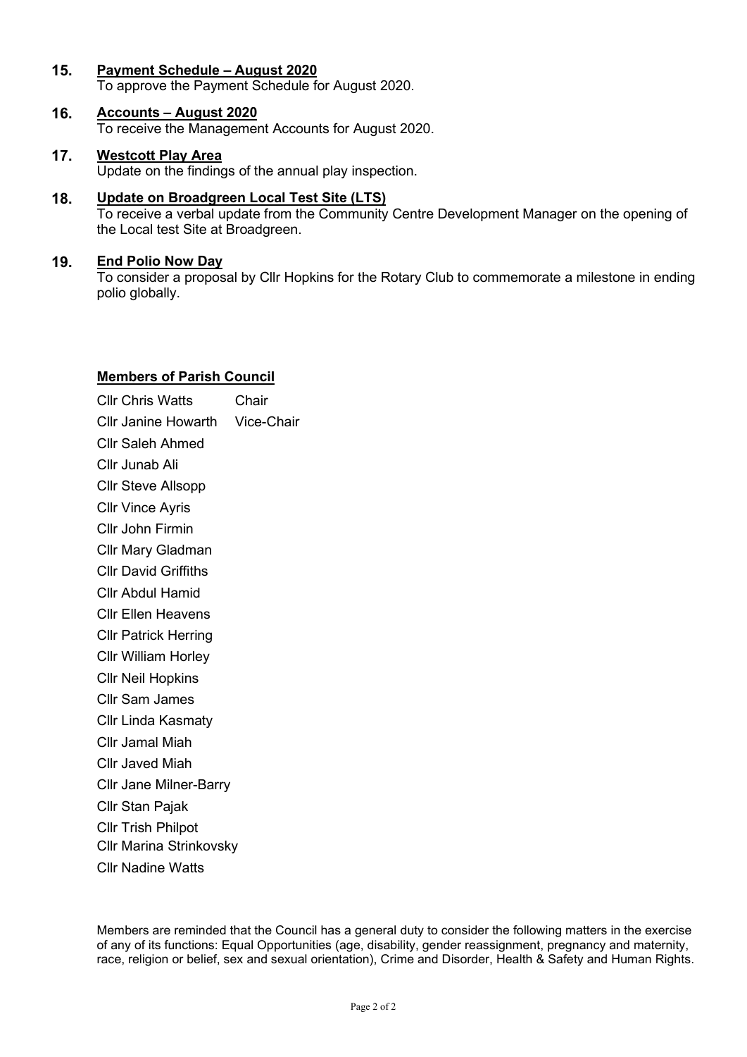**15. Payment Schedule – August 2020**
To approve the Payment Schedule for August 2020.

**16. Accounts – August 2020**
To receive the Management Accounts for August 2020.

**17. Westcott Play Area**
Update on the findings of the annual play inspection.

**18. Update on Broadgreen Local Test Site (LTS)**
To receive a verbal update from the Community Centre Development Manager on the opening of the Local test Site at Broadgreen.

**19. End Polio Now Day**
To consider a proposal by Cllr Hopkins for the Rotary Club to commemorate a milestone in ending polio globally.

**Members of Parish Council**

| | |
|---|---|
| Cllr Chris Watts | Chair |
| Cllr Janine Howarth | Vice-Chair |
| Cllr Saleh Ahmed | |
| Cllr Junab Ali | |
| Cllr Steve Allsopp | |
| Cllr Vince Ayris | |
| Cllr John Firmin | |
| Cllr Mary Gladman | |
| Cllr David Griffiths | |
| Cllr Abdul Hamid | |
| Cllr Ellen Heavens | |
| Cllr Patrick Herring | |
| Cllr William Horley | |
| Cllr Neil Hopkins | |
| Cllr Sam James | |
| Cllr Linda Kasmaty | |
| Cllr Jamal Miah | |
| Cllr Javed Miah | |
| Cllr Jane Milner-Barry | |
| Cllr Stan Pajak | |
| Cllr Trish Philpot | |
| Cllr Marina Strinkovsky | |
| Cllr Nadine Watts | |

Members are reminded that the Council has a general duty to consider the following matters in the exercise of any of its functions: Equal Opportunities (age, disability, gender reassignment, pregnancy and maternity, race, religion or belief, sex and sexual orientation), Crime and Disorder, Health & Safety and Human Rights.